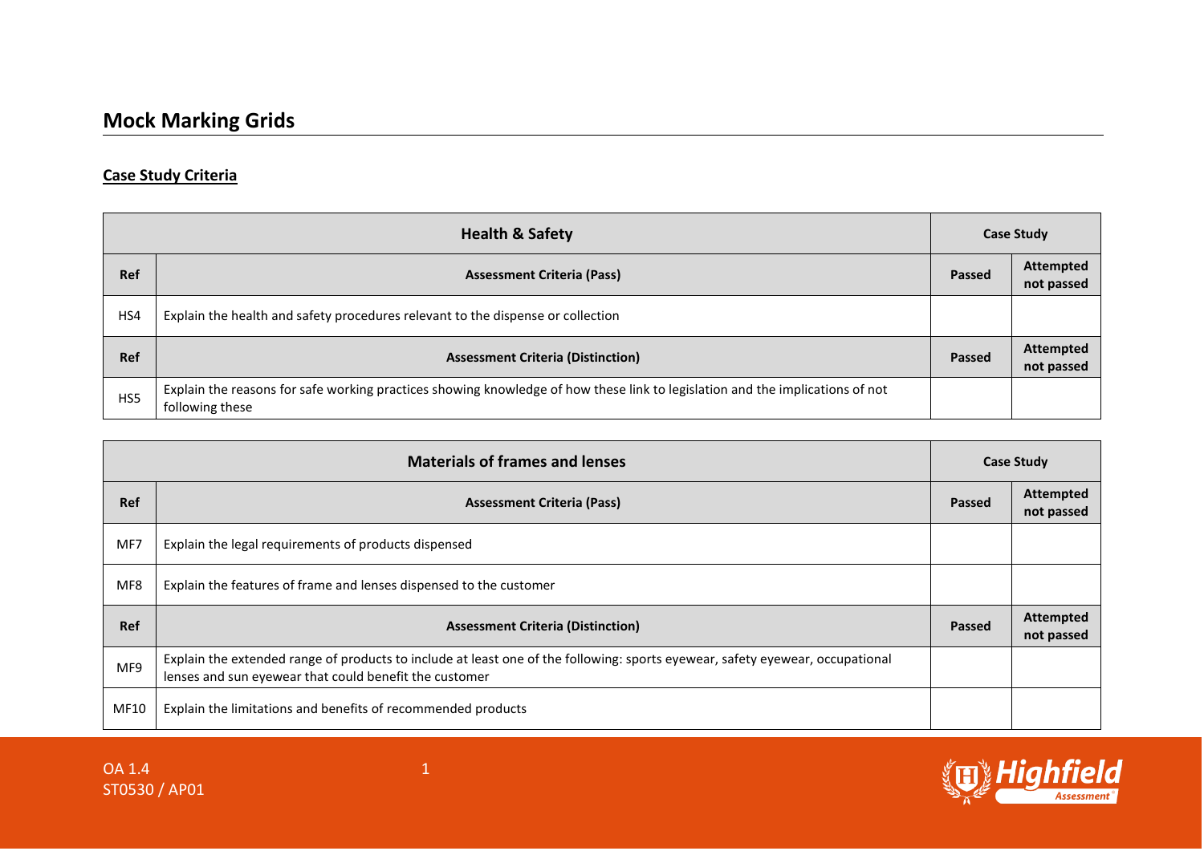# Mock Marking Grids

## Case Study Criteria

| Health & Safety | | Case Study | |
|---|---|---|---|
| **Ref** | **Assessment Criteria (Pass)** | **Passed** | **Attempted not passed** |
| HS4 | Explain the health and safety procedures relevant to the dispense or collection | | |
| **Ref** | **Assessment Criteria (Distinction)** | **Passed** | **Attempted not passed** |
| HS5 | Explain the reasons for safe working practices showing knowledge of how these link to legislation and the implications of not following these | | |

| Materials of frames and lenses | | Case Study | |
|---|---|---|---|
| **Ref** | **Assessment Criteria (Pass)** | **Passed** | **Attempted not passed** |
| MF7 | Explain the legal requirements of products dispensed | | |
| MF8 | Explain the features of frame and lenses dispensed to the customer | | |
| **Ref** | **Assessment Criteria (Distinction)** | **Passed** | **Attempted not passed** |
| MF9 | Explain the extended range of products to include at least one of the following: sports eyewear, safety eyewear, occupational lenses and sun eyewear that could benefit the customer | | |
| MF10 | Explain the limitations and benefits of recommended products | | |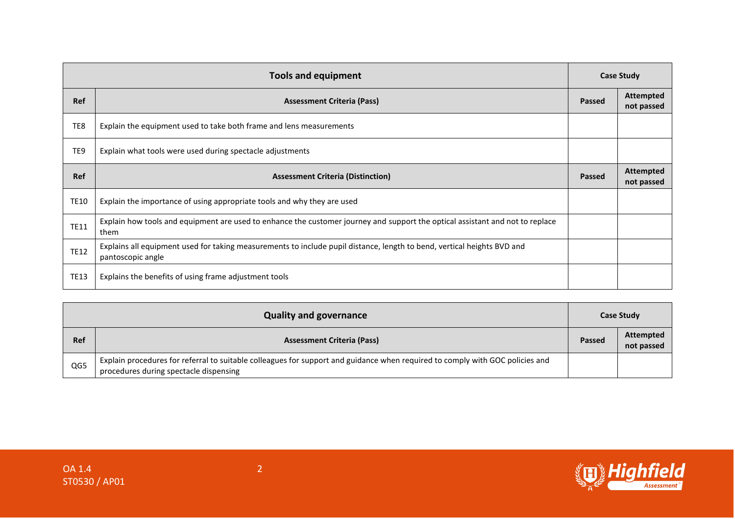| Tools and equipment | | Case Study | |
|---|---|---|---|
| **Ref** | **Assessment Criteria (Pass)** | **Passed** | **Attempted not passed** |
| TE8 | Explain the equipment used to take both frame and lens measurements | | |
| TE9 | Explain what tools were used during spectacle adjustments | | |
| **Ref** | **Assessment Criteria (Distinction)** | **Passed** | **Attempted not passed** |
| TE10 | Explain the importance of using appropriate tools and why they are used | | |
| TE11 | Explain how tools and equipment are used to enhance the customer journey and support the optical assistant and not to replace them | | |
| TE12 | Explains all equipment used for taking measurements to include pupil distance, length to bend, vertical heights BVD and pantoscopic angle | | |
| TE13 | Explains the benefits of using frame adjustment tools | | |

| Quality and governance | | Case Study | |
|---|---|---|---|
| **Ref** | **Assessment Criteria (Pass)** | **Passed** | **Attempted not passed** |
| QG5 | Explain procedures for referral to suitable colleagues for support and guidance when required to comply with GOC policies and procedures during spectacle dispensing | | |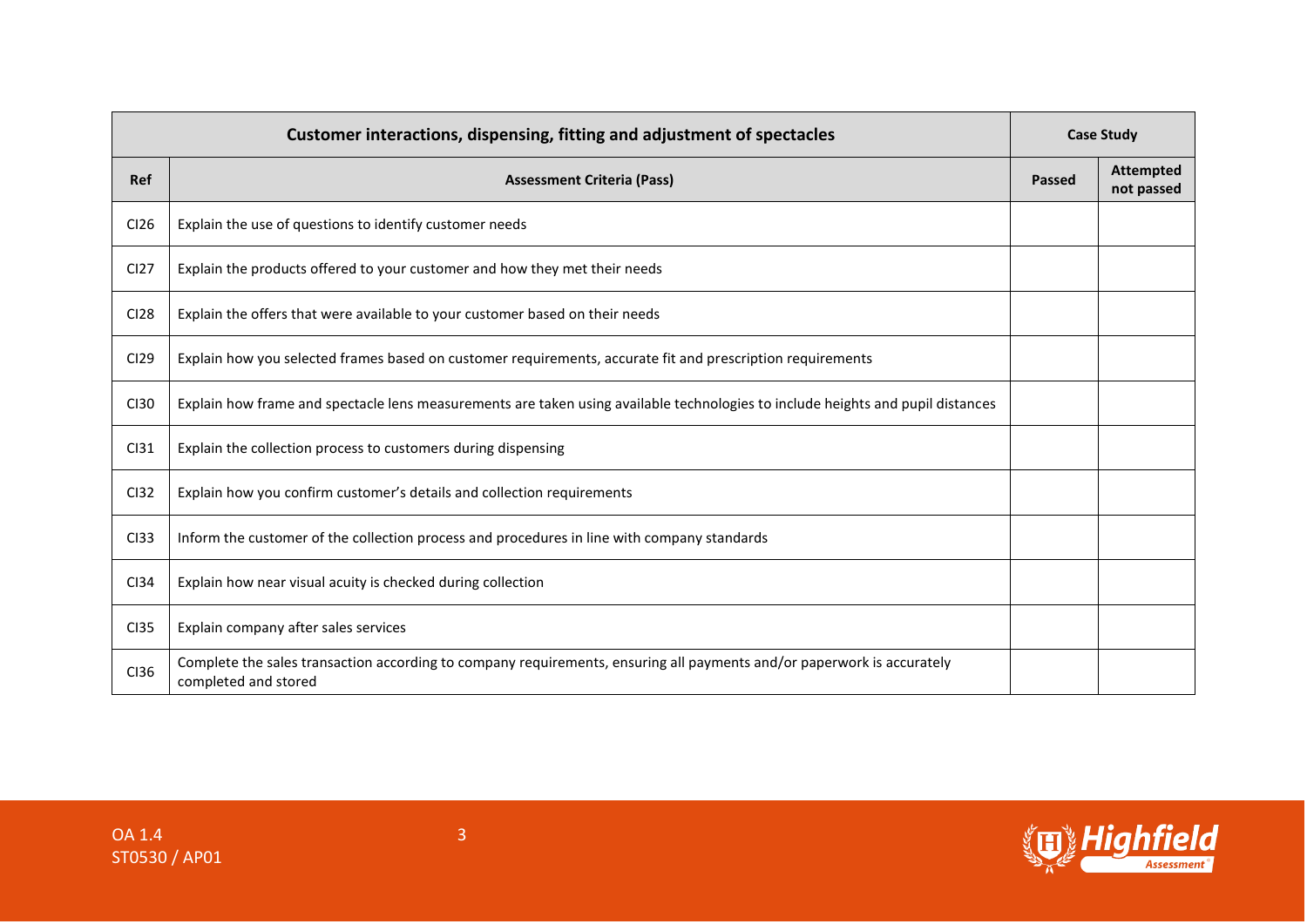| Customer interactions, dispensing, fitting and adjustment of spectacles | | Case Study | |
|---|---|---|---|
| **Ref** | **Assessment Criteria (Pass)** | **Passed** | **Attempted not passed** |
| CI26 | Explain the use of questions to identify customer needs | | |
| CI27 | Explain the products offered to your customer and how they met their needs | | |
| CI28 | Explain the offers that were available to your customer based on their needs | | |
| CI29 | Explain how you selected frames based on customer requirements, accurate fit and prescription requirements | | |
| CI30 | Explain how frame and spectacle lens measurements are taken using available technologies to include heights and pupil distances | | |
| CI31 | Explain the collection process to customers during dispensing | | |
| CI32 | Explain how you confirm customer's details and collection requirements | | |
| CI33 | Inform the customer of the collection process and procedures in line with company standards | | |
| CI34 | Explain how near visual acuity is checked during collection | | |
| CI35 | Explain company after sales services | | |
| CI36 | Complete the sales transaction according to company requirements, ensuring all payments and/or paperwork is accurately completed and stored | | |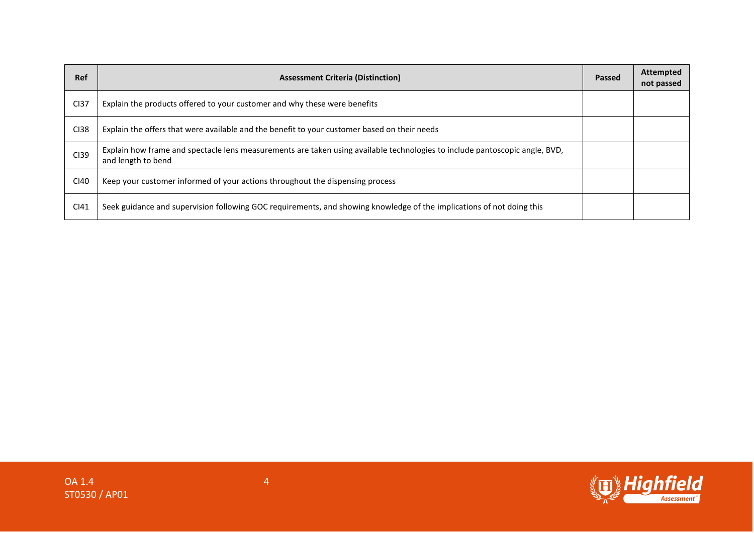| Ref | Assessment Criteria (Distinction) | Passed | Attempted not passed |
|---|---|---|---|
| CI37 | Explain the products offered to your customer and why these were benefits | | |
| CI38 | Explain the offers that were available and the benefit to your customer based on their needs | | |
| CI39 | Explain how frame and spectacle lens measurements are taken using available technologies to include pantoscopic angle, BVD, and length to bend | | |
| CI40 | Keep your customer informed of your actions throughout the dispensing process | | |
| CI41 | Seek guidance and supervision following GOC requirements, and showing knowledge of the implications of not doing this | | |